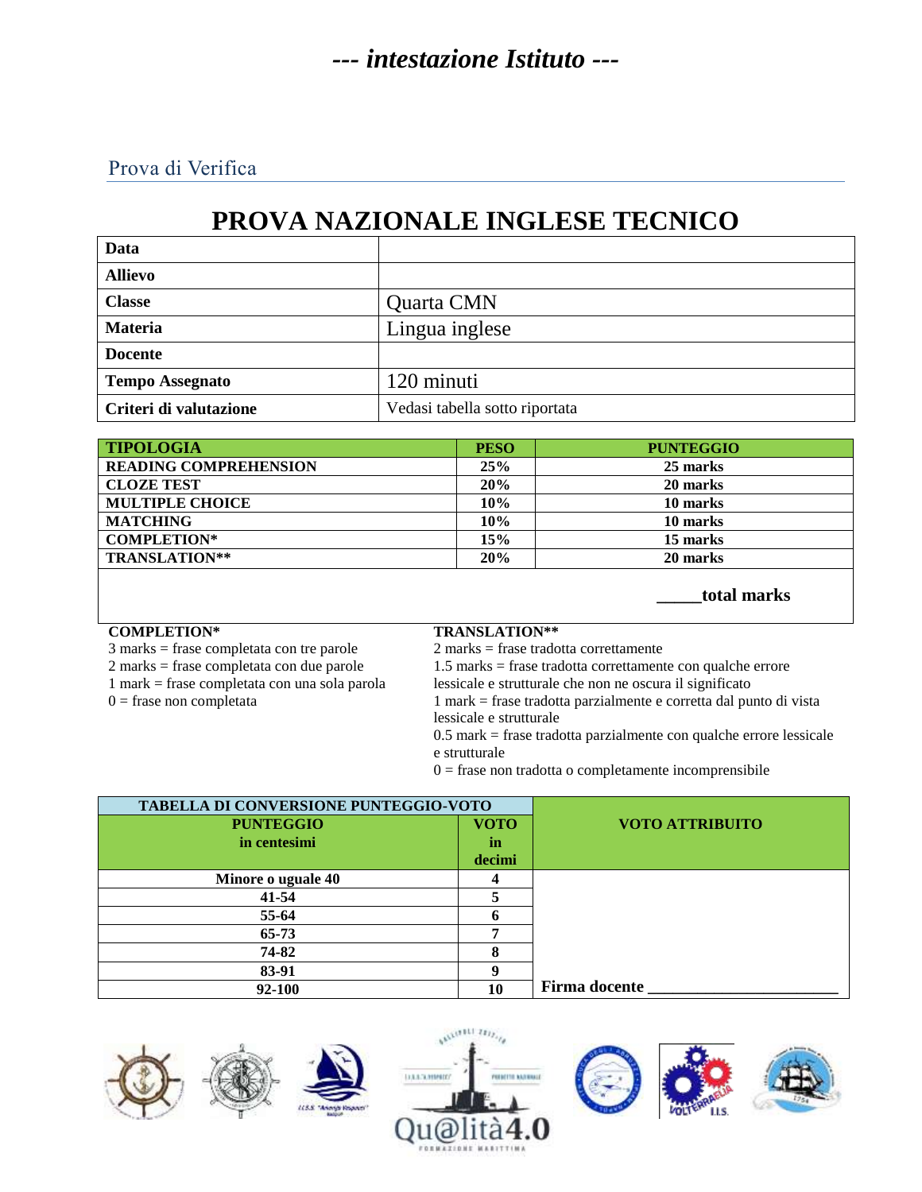# *--- intestazione Istituto ---*

Prova di Verifica

# PROVA NAZIONALE INGLESE TECNICO

| **Data** | |
|---|---|
| **Allievo** | |
| **Classe** | Quarta CMN |
| **Materia** | Lingua inglese |
| **Docente** | |
| **Tempo Assegnato** | 120 minuti |
| **Criteri di valutazione** | Vedasi tabella sotto riportata |

| TIPOLOGIA | PESO | PUNTEGGIO |
|---|---|---|
| **READING COMPREHENSION** | **25%** | **25 marks** |
| **CLOZE TEST** | **20%** | **20 marks** |
| **MULTIPLE CHOICE** | **10%** | **10 marks** |
| **MATCHING** | **10%** | **10 marks** |
| **COMPLETION*** | **15%** | **15 marks** |
| **TRANSLATION**** | **20%** | **20 marks** |
| | | **_____total marks** |

**COMPLETION***
3 marks = frase completata con tre parole
2 marks = frase completata con due parole
1 mark = frase completata con una sola parola
0 = frase non completata

**TRANSLATION****
2 marks = frase tradotta correttamente
1.5 marks = frase tradotta correttamente con qualche errore lessicale e strutturale che non ne oscura il significato
1 mark = frase tradotta parzialmente e corretta dal punto di vista lessicale e strutturale
0.5 mark = frase tradotta parzialmente con qualche errore lessicale e strutturale
0 = frase non tradotta o completamente incomprensibile

| TABELLA DI CONVERSIONE PUNTEGGIO-VOTO | | VOTO ATTRIBUITO |
|---|---|---|
| **PUNTEGGIO in centesimi** | **VOTO in decimi** | |
| **Minore o uguale 40** | **4** | |
| **41-54** | **5** | |
| **55-64** | **6** | |
| **65-73** | **7** | |
| **74-82** | **8** | |
| **83-91** | **9** | |
| **92-100** | **10** | **Firma docente ______________________** |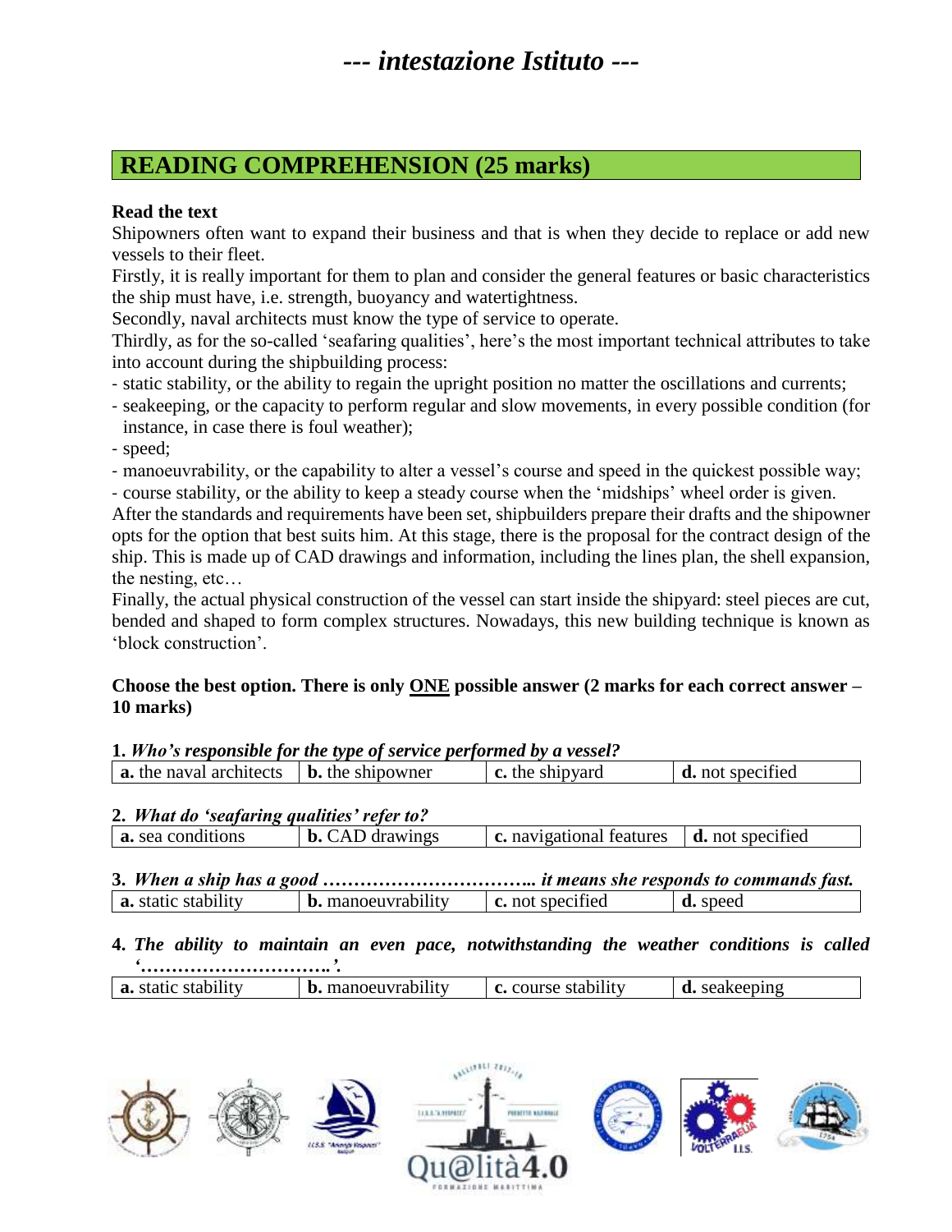# --- intestazione Istituto ---

## READING COMPREHENSION (25 marks)

**Read the text**

Shipowners often want to expand their business and that is when they decide to replace or add new vessels to their fleet.

Firstly, it is really important for them to plan and consider the general features or basic characteristics the ship must have, i.e. strength, buoyancy and watertightness.

Secondly, naval architects must know the type of service to operate.

Thirdly, as for the so-called 'seafaring qualities', here's the most important technical attributes to take into account during the shipbuilding process:

- static stability, or the ability to regain the upright position no matter the oscillations and currents;
- seakeeping, or the capacity to perform regular and slow movements, in every possible condition (for instance, in case there is foul weather);
- speed;
- manoeuvrability, or the capability to alter a vessel's course and speed in the quickest possible way;
- course stability, or the ability to keep a steady course when the 'midships' wheel order is given.

After the standards and requirements have been set, shipbuilders prepare their drafts and the shipowner opts for the option that best suits him. At this stage, there is the proposal for the contract design of the ship. This is made up of CAD drawings and information, including the lines plan, the shell expansion, the nesting, etc…

Finally, the actual physical construction of the vessel can start inside the shipyard: steel pieces are cut, bended and shaped to form complex structures. Nowadays, this new building technique is known as 'block construction'.

**Choose the best option. There is only ONE possible answer (2 marks for each correct answer – 10 marks)**

**1.** ***Who's responsible for the type of service performed by a vessel?***

| **a.** the naval architects | **b.** the shipowner | **c.** the shipyard | **d.** not specified |
|---|---|---|---|

**2.** ***What do 'seafaring qualities' refer to?***

| **a.** sea conditions | **b.** CAD drawings | **c.** navigational features | **d.** not specified |
|---|---|---|---|

**3.** ***When a ship has a good ……………………………... it means she responds to commands fast.***

| **a.** static stability | **b.** manoeuvrability | **c.** not specified | **d.** speed |
|---|---|---|---|

**4.** ***The ability to maintain an even pace, notwithstanding the weather conditions is called '…………………………..'.***

| **a.** static stability | **b.** manoeuvrability | **c.** course stability | **d.** seakeeping |
|---|---|---|---|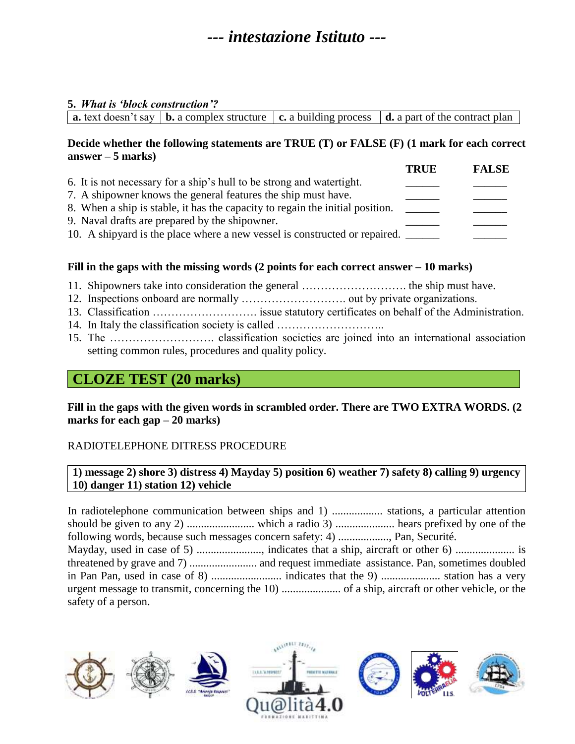# *--- intestazione Istituto ---*

**5.** ***What is 'block construction'?***

| **a.** text doesn't say | **b.** a complex structure | **c.** a building process | **d.** a part of the contract plan |
|---|---|---|---|

**Decide whether the following statements are TRUE (T) or FALSE (F) (1 mark for each correct answer – 5 marks)**

| | **TRUE** | **FALSE** |
|---|---|---|
| 6. It is not necessary for a ship's hull to be strong and watertight. | ______ | ______ |
| 7. A shipowner knows the general features the ship must have. | ______ | ______ |
| 8. When a ship is stable, it has the capacity to regain the initial position. | ______ | ______ |
| 9. Naval drafts are prepared by the shipowner. | ______ | ______ |
| 10. A shipyard is the place where a new vessel is constructed or repaired. | ______ | ______ |

**Fill in the gaps with the missing words (2 points for each correct answer – 10 marks)**

11. Shipowners take into consideration the general ………………………. the ship must have.
12. Inspections onboard are normally ………………………. out by private organizations.
13. Classification ………………………. issue statutory certificates on behalf of the Administration.
14. In Italy the classification society is called ………………………..
15. The ………………………. classification societies are joined into an international association setting common rules, procedures and quality policy.

## CLOZE TEST (20 marks)

**Fill in the gaps with the given words in scrambled order. There are TWO EXTRA WORDS. (2 marks for each gap – 20 marks)**

RADIOTELEPHONE DITRESS PROCEDURE

| **1) message 2) shore 3) distress 4) Mayday 5) position 6) weather 7) safety 8) calling 9) urgency 10) danger 11) station 12) vehicle** |
|---|

In radiotelephone communication between ships and 1) .................. stations, a particular attention should be given to any 2) ........................ which a radio 3) ..................... hears prefixed by one of the following words, because such messages concern safety: 4) .................., Pan, Securité.
Mayday, used in case of 5) ......................., indicates that a ship, aircraft or other 6) ..................... is threatened by grave and 7) ........................ and request immediate assistance. Pan, sometimes doubled in Pan Pan, used in case of 8) ......................... indicates that the 9) ..................... station has a very urgent message to transmit, concerning the 10) ..................... of a ship, aircraft or other vehicle, or the safety of a person.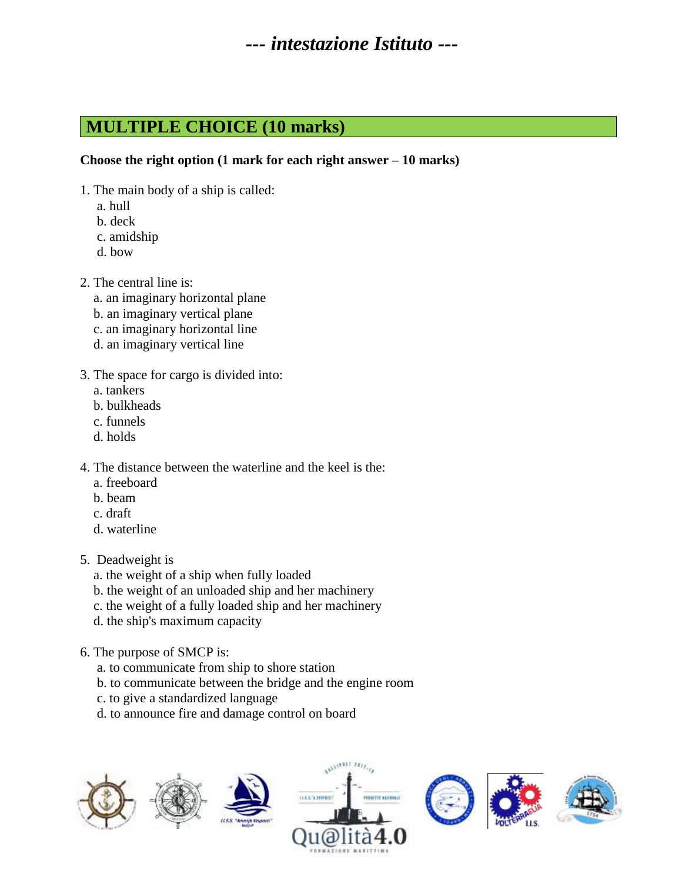## MULTIPLE CHOICE (10 marks)

**Choose the right option (1 mark for each right answer – 10 marks)**

1. The main body of a ship is called:
   a. hull
   b. deck
   c. amidship
   d. bow

2. The central line is:
   a. an imaginary horizontal plane
   b. an imaginary vertical plane
   c. an imaginary horizontal line
   d. an imaginary vertical line

3. The space for cargo is divided into:
   a. tankers
   b. bulkheads
   c. funnels
   d. holds

4. The distance between the waterline and the keel is the:
   a. freeboard
   b. beam
   c. draft
   d. waterline

5. Deadweight is
   a. the weight of a ship when fully loaded
   b. the weight of an unloaded ship and her machinery
   c. the weight of a fully loaded ship and her machinery
   d. the ship's maximum capacity

6. The purpose of SMCP is:
   a. to communicate from ship to shore station
   b. to communicate between the bridge and the engine room
   c. to give a standardized language
   d. to announce fire and damage control on board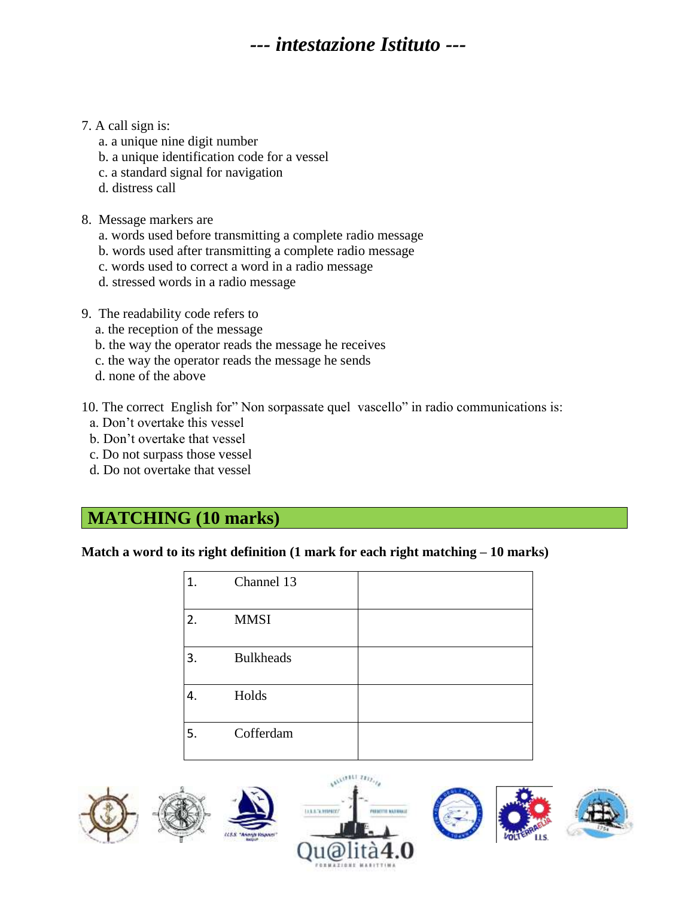7. A call sign is:
   a. a unique nine digit number
   b. a unique identification code for a vessel
   c. a standard signal for navigation
   d. distress call

8. Message markers are
   a. words used before transmitting a complete radio message
   b. words used after transmitting a complete radio message
   c. words used to correct a word in a radio message
   d. stressed words in a radio message

9. The readability code refers to
   a. the reception of the message
   b. the way the operator reads the message he receives
   c. the way the operator reads the message he sends
   d. none of the above

10. The correct English for" Non sorpassate quel vascello" in radio communications is:
   a. Don't overtake this vessel
   b. Don't overtake that vessel
   c. Do not surpass those vessel
   d. Do not overtake that vessel

## MATCHING (10 marks)

**Match a word to its right definition (1 mark for each right matching – 10 marks)**

| | | |
|---|---|---|
| 1. | Channel 13 | |
| 2. | MMSI | |
| 3. | Bulkheads | |
| 4. | Holds | |
| 5. | Cofferdam | |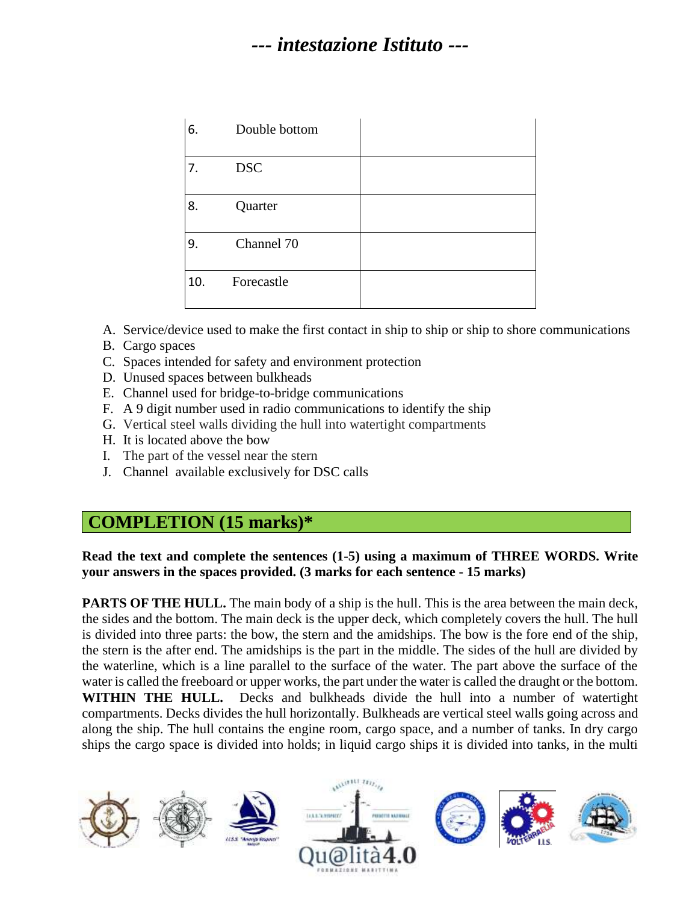| | | |
|---|---|---|
| 6. | Double bottom | |
| 7. | DSC | |
| 8. | Quarter | |
| 9. | Channel 70 | |
| 10. | Forecastle | |

A. Service/device used to make the first contact in ship to ship or ship to shore communications
B. Cargo spaces
C. Spaces intended for safety and environment protection
D. Unused spaces between bulkheads
E. Channel used for bridge-to-bridge communications
F. A 9 digit number used in radio communications to identify the ship
G. Vertical steel walls dividing the hull into watertight compartments
H. It is located above the bow
I. The part of the vessel near the stern
J. Channel available exclusively for DSC calls

## COMPLETION (15 marks)*

**Read the text and complete the sentences (1-5) using a maximum of THREE WORDS. Write your answers in the spaces provided. (3 marks for each sentence - 15 marks)**

**PARTS OF THE HULL.** The main body of a ship is the hull. This is the area between the main deck, the sides and the bottom. The main deck is the upper deck, which completely covers the hull. The hull is divided into three parts: the bow, the stern and the amidships. The bow is the fore end of the ship, the stern is the after end. The amidships is the part in the middle. The sides of the hull are divided by the waterline, which is a line parallel to the surface of the water. The part above the surface of the water is called the freeboard or upper works, the part under the water is called the draught or the bottom. **WITHIN THE HULL.** Decks and bulkheads divide the hull into a number of watertight compartments. Decks divides the hull horizontally. Bulkheads are vertical steel walls going across and along the ship. The hull contains the engine room, cargo space, and a number of tanks. In dry cargo ships the cargo space is divided into holds; in liquid cargo ships it is divided into tanks, in the multi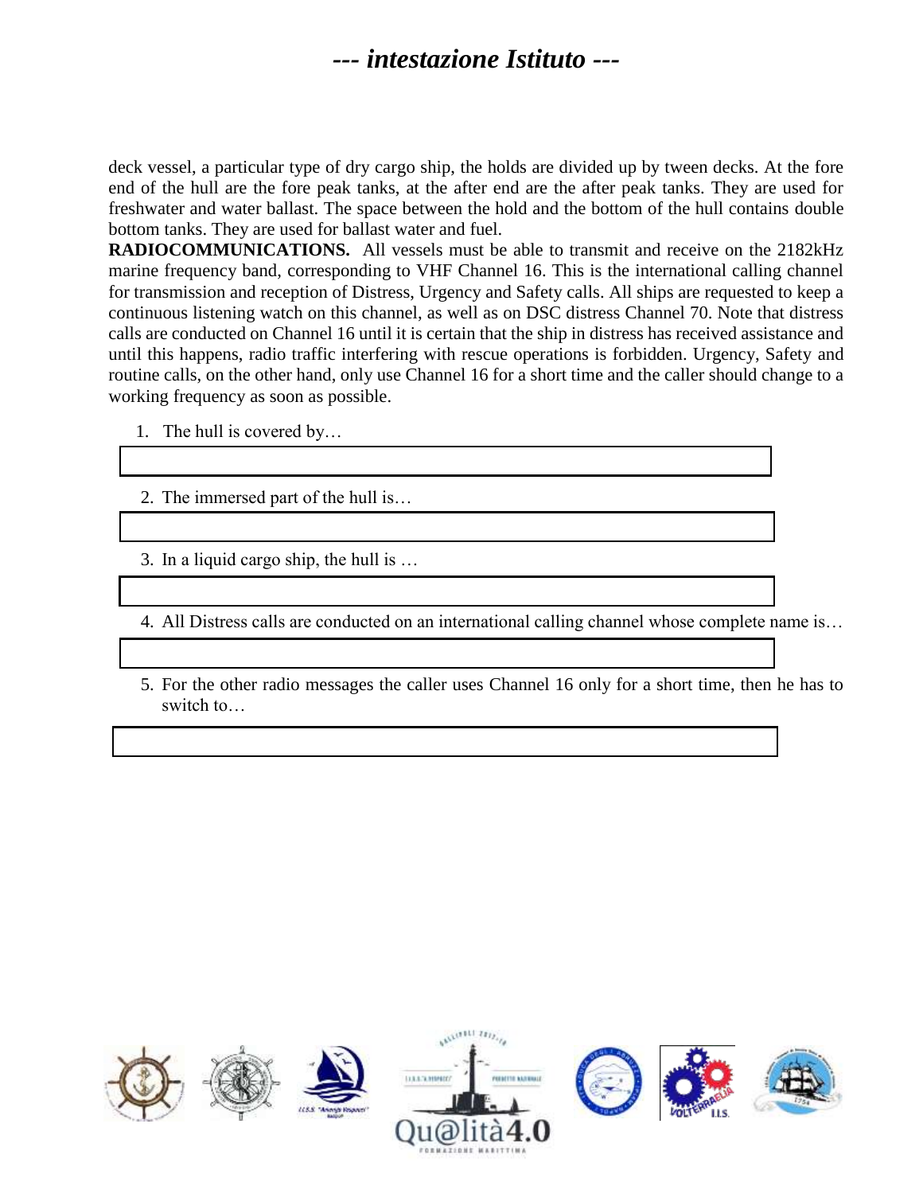deck vessel, a particular type of dry cargo ship, the holds are divided up by tween decks. At the fore end of the hull are the fore peak tanks, at the after end are the after peak tanks. They are used for freshwater and water ballast. The space between the hold and the bottom of the hull contains double bottom tanks. They are used for ballast water and fuel.

**RADIOCOMMUNICATIONS.** All vessels must be able to transmit and receive on the 2182kHz marine frequency band, corresponding to VHF Channel 16. This is the international calling channel for transmission and reception of Distress, Urgency and Safety calls. All ships are requested to keep a continuous listening watch on this channel, as well as on DSC distress Channel 70. Note that distress calls are conducted on Channel 16 until it is certain that the ship in distress has received assistance and until this happens, radio traffic interfering with rescue operations is forbidden. Urgency, Safety and routine calls, on the other hand, only use Channel 16 for a short time and the caller should change to a working frequency as soon as possible.

1. The hull is covered by…

2. The immersed part of the hull is…

3. In a liquid cargo ship, the hull is …

4. All Distress calls are conducted on an international calling channel whose complete name is…

5. For the other radio messages the caller uses Channel 16 only for a short time, then he has to switch to…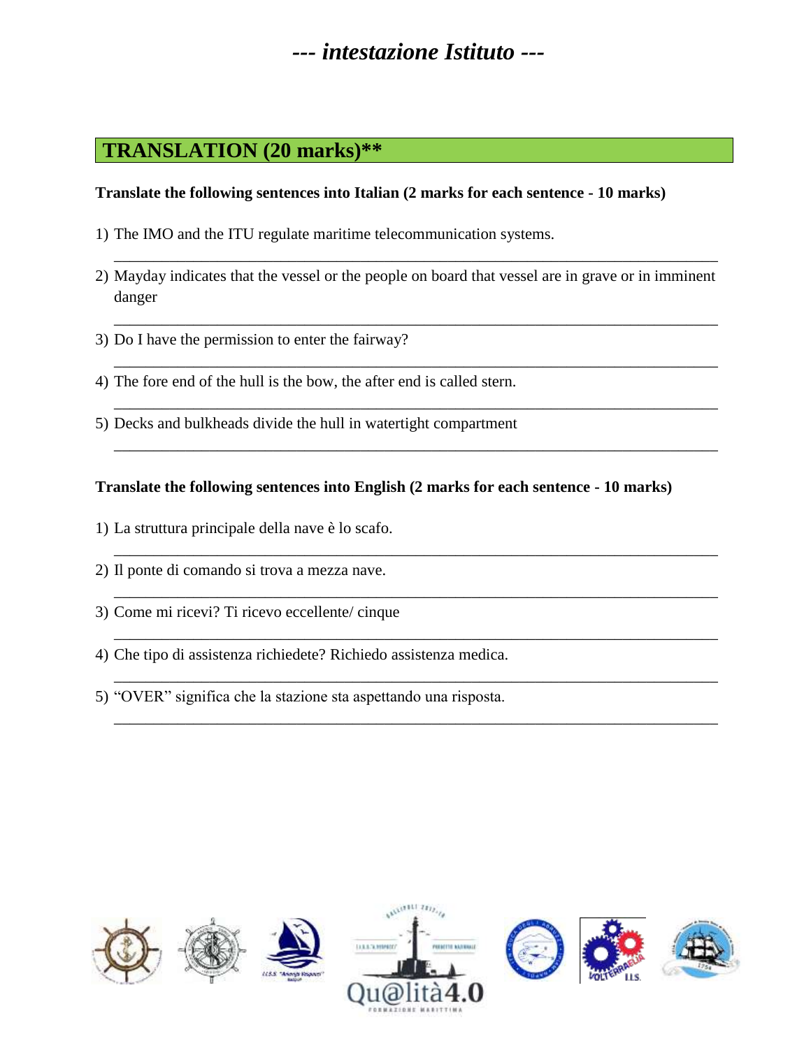*--- intestazione Istituto ---*

## TRANSLATION (20 marks)**

**Translate the following sentences into Italian (2 marks for each sentence - 10 marks)**

1) The IMO and the ITU regulate maritime telecommunication systems.

   ___________________________________________________________________________

2) Mayday indicates that the vessel or the people on board that vessel are in grave or in imminent danger

   ___________________________________________________________________________

3) Do I have the permission to enter the fairway?

   ___________________________________________________________________________

4) The fore end of the hull is the bow, the after end is called stern.

   ___________________________________________________________________________

5) Decks and bulkheads divide the hull in watertight compartment

   ___________________________________________________________________________

**Translate the following sentences into English (2 marks for each sentence - 10 marks)**

1) La struttura principale della nave è lo scafo.

   ___________________________________________________________________________

2) Il ponte di comando si trova a mezza nave.

   ___________________________________________________________________________

3) Come mi ricevi? Ti ricevo eccellente/ cinque

   ___________________________________________________________________________

4) Che tipo di assistenza richiedete? Richiedo assistenza medica.

   ___________________________________________________________________________

5) "OVER" significa che la stazione sta aspettando una risposta.

   ___________________________________________________________________________